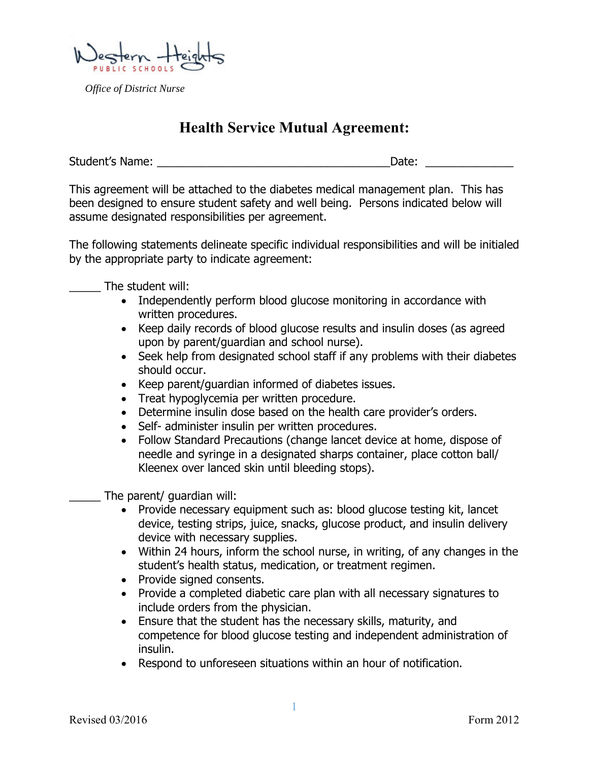Western Heights PUBLIC SCHOOLS

*Office of District Nurse*

# Health Service Mutual Agreement:

Student's Name: ______________________________________Date: ______________

This agreement will be attached to the diabetes medical management plan. This has been designed to ensure student safety and well being. Persons indicated below will assume designated responsibilities per agreement.

The following statements delineate specific individual responsibilities and will be initialed by the appropriate party to indicate agreement:

_____ The student will:

- Independently perform blood glucose monitoring in accordance with written procedures.
- Keep daily records of blood glucose results and insulin doses (as agreed upon by parent/guardian and school nurse).
- Seek help from designated school staff if any problems with their diabetes should occur.
- Keep parent/guardian informed of diabetes issues.
- Treat hypoglycemia per written procedure.
- Determine insulin dose based on the health care provider's orders.
- Self- administer insulin per written procedures.
- Follow Standard Precautions (change lancet device at home, dispose of needle and syringe in a designated sharps container, place cotton ball/ Kleenex over lanced skin until bleeding stops).

_____ The parent/ guardian will:

- Provide necessary equipment such as: blood glucose testing kit, lancet device, testing strips, juice, snacks, glucose product, and insulin delivery device with necessary supplies.
- Within 24 hours, inform the school nurse, in writing, of any changes in the student's health status, medication, or treatment regimen.
- Provide signed consents.
- Provide a completed diabetic care plan with all necessary signatures to include orders from the physician.
- Ensure that the student has the necessary skills, maturity, and competence for blood glucose testing and independent administration of insulin.
- Respond to unforeseen situations within an hour of notification.

Revised 03/2016 Form 2012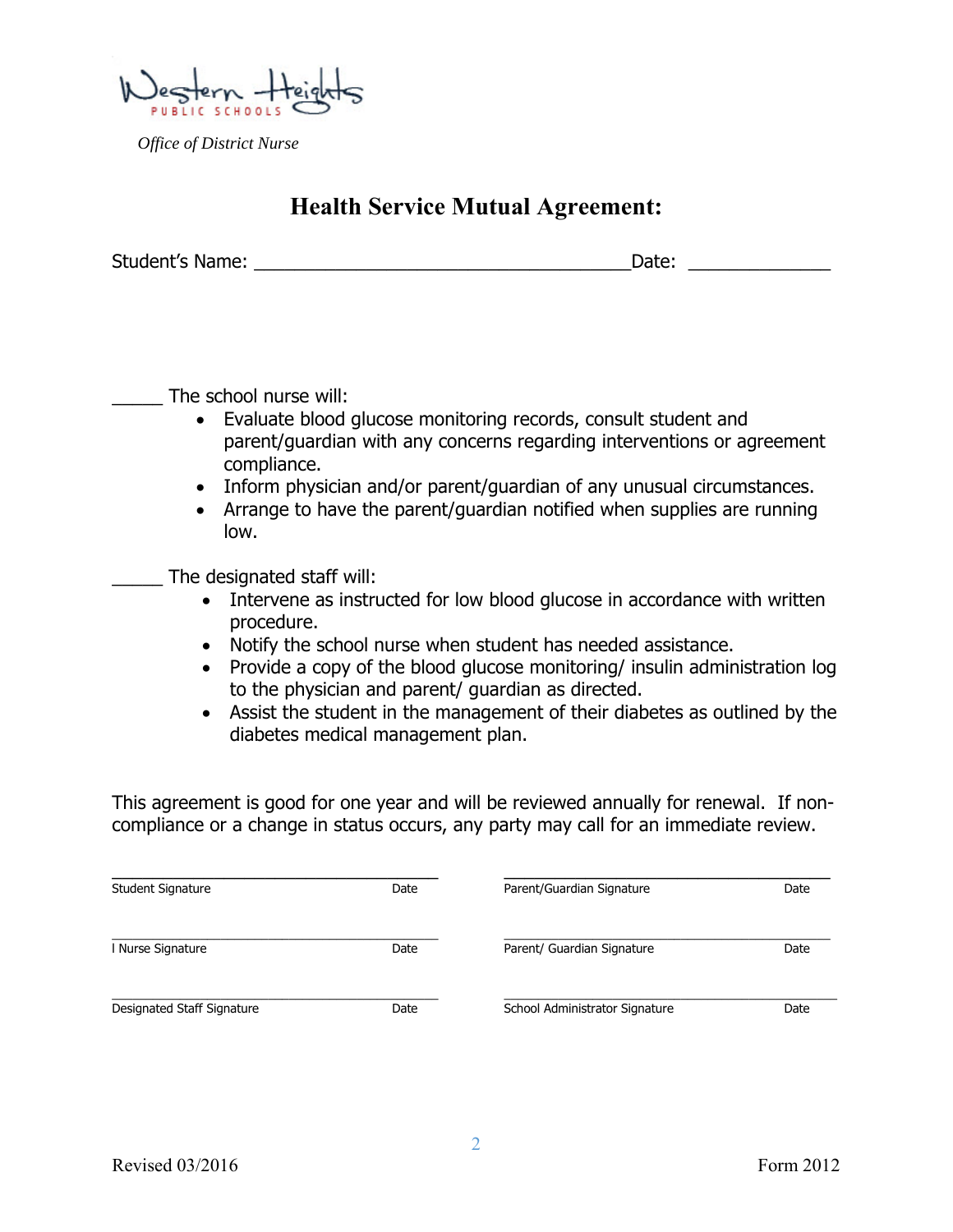Western Heights Public Schools

*Office of District Nurse*

# Health Service Mutual Agreement:

Student's Name: ______________________________________Date: ______________

_____ The school nurse will:

- Evaluate blood glucose monitoring records, consult student and parent/guardian with any concerns regarding interventions or agreement compliance.
- Inform physician and/or parent/guardian of any unusual circumstances.
- Arrange to have the parent/guardian notified when supplies are running low.

_____ The designated staff will:

- Intervene as instructed for low blood glucose in accordance with written procedure.
- Notify the school nurse when student has needed assistance.
- Provide a copy of the blood glucose monitoring/ insulin administration log to the physician and parent/ guardian as directed.
- Assist the student in the management of their diabetes as outlined by the diabetes medical management plan.

This agreement is good for one year and will be reviewed annually for renewal. If non-compliance or a change in status occurs, any party may call for an immediate review.

| | | | |
|---|---|---|---|
| Student Signature | Date | Parent/Guardian Signature | Date |
| l Nurse Signature | Date | Parent/ Guardian Signature | Date |
| Designated Staff Signature | Date | School Administrator Signature | Date |

Revised 03/2016 Form 2012